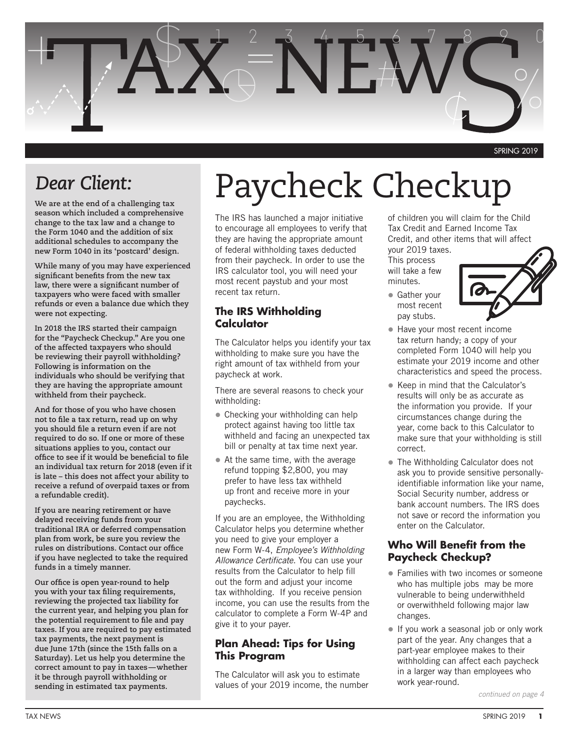# TAX NEWS

SPRING 2019

## *Dear Client:*

**We are at the end of a challenging tax season which included a comprehensive change to the tax law and a change to the Form 1040 and the addition of six additional schedules to accompany the new Form 1040 in its 'postcard' design.**

**While many of you may have experienced significant benefits from the new tax law, there were a significant number of taxpayers who were faced with smaller refunds or even a balance due which they were not expecting.**

**In 2018 the IRS started their campaign for the "Paycheck Checkup." Are you one of the affected taxpayers who should be reviewing their payroll withholding? Following is information on the individuals who should be verifying that they are having the appropriate amount withheld from their paycheck.**

**And for those of you who have chosen not to file a tax return, read up on why you should file a return even if are not required to do so. If one or more of these situations applies to you, contact our office to see if it would be beneficial to file an individual tax return for 2018 (even if it is late – this does not affect your ability to receive a refund of overpaid taxes or from a refundable credit).**

**If you are nearing retirement or have delayed receiving funds from your traditional IRA or deferred compensation plan from work, be sure you review the rules on distributions. Contact our office if you have neglected to take the required funds in a timely manner.**

**Our office is open year-round to help you with your tax filing requirements, reviewing the projected tax liability for the current year, and helping you plan for the potential requirement to file and pay taxes. If you are required to pay estimated tax payments, the next payment is due June 17th (since the 15th falls on a Saturday). Let us help you determine the correct amount to pay in taxes—whether it be through payroll withholding or sending in estimated tax payments.**

# Paycheck Checkup

The IRS has launched a major initiative to encourage all employees to verify that they are having the appropriate amount of federal withholding taxes deducted from their paycheck. In order to use the IRS calculator tool, you will need your most recent paystub and your most recent tax return.

### The IRS Withholding Calculator

The Calculator helps you identify your tax withholding to make sure you have the right amount of tax withheld from your paycheck at work.

There are several reasons to check your withholding:

- Checking your withholding can help protect against having too little tax withheld and facing an unexpected tax bill or penalty at tax time next year.
- At the same time, with the average refund topping $2,800, you may prefer to have less tax withheld up front and receive more in your paychecks.

If you are an employee, the Withholding Calculator helps you determine whether you need to give your employer a new Form W-4, *Employee's Withholding Allowance Certificate*. You can use your results from the Calculator to help fill out the form and adjust your income tax withholding. If you receive pension income, you can use the results from the calculator to complete a Form W-4P and give it to your payer.

### Plan Ahead: Tips for Using This Program

The Calculator will ask you to estimate values of your 2019 income, the number of children you will claim for the Child Tax Credit and Earned Income Tax Credit, and other items that will affect your 2019 taxes. This process will take a few minutes.

- Gather your most recent pay stubs.
- Have your most recent income tax return handy; a copy of your completed Form 1040 will help you estimate your 2019 income and other characteristics and speed the process.
- Keep in mind that the Calculator's results will only be as accurate as the information you provide. If your circumstances change during the year, come back to this Calculator to make sure that your withholding is still correct.
- The Withholding Calculator does not ask you to provide sensitive personally-identifiable information like your name, Social Security number, address or bank account numbers. The IRS does not save or record the information you enter on the Calculator.

### Who Will Benefit from the Paycheck Checkup?

- Families with two incomes or someone who has multiple jobs may be more vulnerable to being underwithheld or overwithheld following major law changes.
- If you work a seasonal job or only work part of the year. Any changes that a part-year employee makes to their withholding can affect each paycheck in a larger way than employees who work year-round.

*continued on page 4*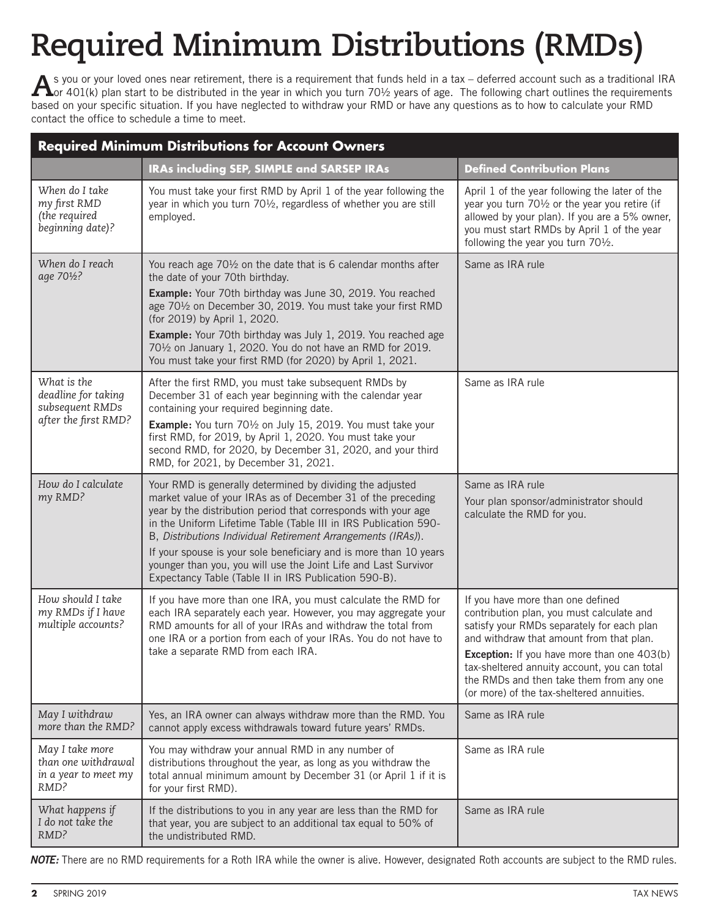# Required Minimum Distributions (RMDs)

As you or your loved ones near retirement, there is a requirement that funds held in a tax – deferred account such as a traditional IRA or 401(k) plan start to be distributed in the year in which you turn 70½ years of age. The following chart outlines the requirements based on your specific situation. If you have neglected to withdraw your RMD or have any questions as to how to calculate your RMD contact the office to schedule a time to meet.

| **Required Minimum Distributions for Account Owners** | | |
|---|---|---|
| | **IRAs including SEP, SIMPLE and SARSEP IRAs** | **Defined Contribution Plans** |
| *When do I take my first RMD (the required beginning date)?* | You must take your first RMD by April 1 of the year following the year in which you turn 70½, regardless of whether you are still employed. | April 1 of the year following the later of the year you turn 70½ or the year you retire (if allowed by your plan). If you are a 5% owner, you must start RMDs by April 1 of the year following the year you turn 70½. |
| *When do I reach age 70½?* | You reach age 70½ on the date that is 6 calendar months after the date of your 70th birthday.<br>**Example:** Your 70th birthday was June 30, 2019. You reached age 70½ on December 30, 2019. You must take your first RMD (for 2019) by April 1, 2020.<br>**Example:** Your 70th birthday was July 1, 2019. You reached age 70½ on January 1, 2020. You do not have an RMD for 2019. You must take your first RMD (for 2020) by April 1, 2021. | Same as IRA rule |
| *What is the deadline for taking subsequent RMDs after the first RMD?* | After the first RMD, you must take subsequent RMDs by December 31 of each year beginning with the calendar year containing your required beginning date.<br>**Example:** You turn 70½ on July 15, 2019. You must take your first RMD, for 2019, by April 1, 2020. You must take your second RMD, for 2020, by December 31, 2020, and your third RMD, for 2021, by December 31, 2021. | Same as IRA rule |
| *How do I calculate my RMD?* | Your RMD is generally determined by dividing the adjusted market value of your IRAs as of December 31 of the preceding year by the distribution period that corresponds with your age in the Uniform Lifetime Table (Table III in IRS Publication 590-B, *Distributions Individual Retirement Arrangements (IRAs)*).<br>If your spouse is your sole beneficiary and is more than 10 years younger than you, you will use the Joint Life and Last Survivor Expectancy Table (Table II in IRS Publication 590-B). | Same as IRA rule<br>Your plan sponsor/administrator should calculate the RMD for you. |
| *How should I take my RMDs if I have multiple accounts?* | If you have more than one IRA, you must calculate the RMD for each IRA separately each year. However, you may aggregate your RMD amounts for all of your IRAs and withdraw the total from one IRA or a portion from each of your IRAs. You do not have to take a separate RMD from each IRA. | If you have more than one defined contribution plan, you must calculate and satisfy your RMDs separately for each plan and withdraw that amount from that plan.<br>**Exception:** If you have more than one 403(b) tax-sheltered annuity account, you can total the RMDs and then take them from any one (or more) of the tax-sheltered annuities. |
| *May I withdraw more than the RMD?* | Yes, an IRA owner can always withdraw more than the RMD. You cannot apply excess withdrawals toward future years' RMDs. | Same as IRA rule |
| *May I take more than one withdrawal in a year to meet my RMD?* | You may withdraw your annual RMD in any number of distributions throughout the year, as long as you withdraw the total annual minimum amount by December 31 (or April 1 if it is for your first RMD). | Same as IRA rule |
| *What happens if I do not take the RMD?* | If the distributions to you in any year are less than the RMD for that year, you are subject to an additional tax equal to 50% of the undistributed RMD. | Same as IRA rule |

***NOTE:*** There are no RMD requirements for a Roth IRA while the owner is alive. However, designated Roth accounts are subject to the RMD rules.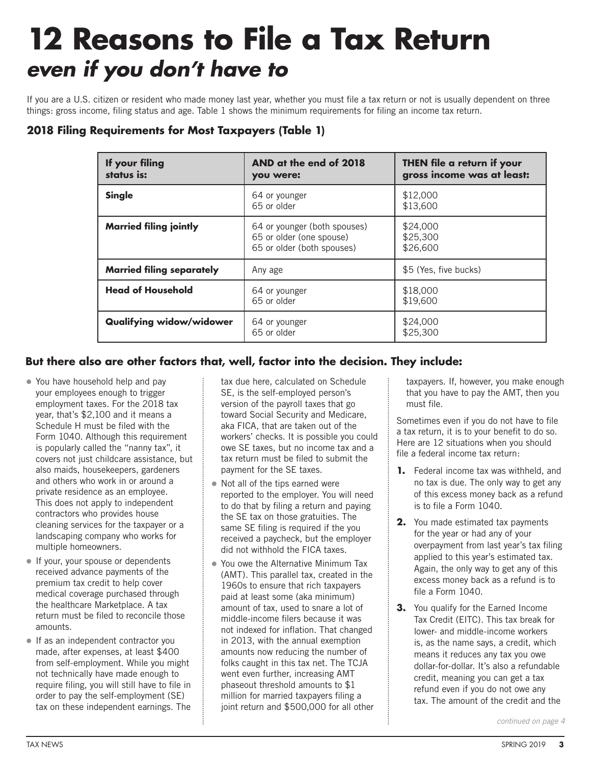# 12 Reasons to File a Tax Return
## *even if you don't have to*

If you are a U.S. citizen or resident who made money last year, whether you must file a tax return or not is usually dependent on three things: gross income, filing status and age. Table 1 shows the minimum requirements for filing an income tax return.

### 2018 Filing Requirements for Most Taxpayers (Table 1)

| If your filing status is: | AND at the end of 2018 you were: | THEN file a return if your gross income was at least: |
|---|---|---|
| **Single** | 64 or younger<br>65 or older | \$12,000<br>\$13,600 |
| **Married filing jointly** | 64 or younger (both spouses)<br>65 or older (one spouse)<br>65 or older (both spouses) | \$24,000<br>\$25,300<br>\$26,600 |
| **Married filing separately** | Any age | \$5 (Yes, five bucks) |
| **Head of Household** | 64 or younger<br>65 or older | \$18,000<br>\$19,600 |
| **Qualifying widow/widower** | 64 or younger<br>65 or older | \$24,000<br>\$25,300 |

### But there also are other factors that, well, factor into the decision. They include:

- You have household help and pay your employees enough to trigger employment taxes. For the 2018 tax year, that's \$2,100 and it means a Schedule H must be filed with the Form 1040. Although this requirement is popularly called the "nanny tax", it covers not just childcare assistance, but also maids, housekeepers, gardeners and others who work in or around a private residence as an employee. This does not apply to independent contractors who provides house cleaning services for the taxpayer or a landscaping company who works for multiple homeowners.
- If your, your spouse or dependents received advance payments of the premium tax credit to help cover medical coverage purchased through the healthcare Marketplace. A tax return must be filed to reconcile those amounts.
- If as an independent contractor you made, after expenses, at least \$400 from self-employment. While you might not technically have made enough to require filing, you will still have to file in order to pay the self-employment (SE) tax on these independent earnings. The tax due here, calculated on Schedule SE, is the self-employed person's version of the payroll taxes that go toward Social Security and Medicare, aka FICA, that are taken out of the workers' checks. It is possible you could owe SE taxes, but no income tax and a tax return must be filed to submit the payment for the SE taxes.
- Not all of the tips earned were reported to the employer. You will need to do that by filing a return and paying the SE tax on those gratuities. The same SE filing is required if the you received a paycheck, but the employer did not withhold the FICA taxes.
- You owe the Alternative Minimum Tax (AMT). This parallel tax, created in the 1960s to ensure that rich taxpayers paid at least some (aka minimum) amount of tax, used to snare a lot of middle-income filers because it was not indexed for inflation. That changed in 2013, with the annual exemption amounts now reducing the number of folks caught in this tax net. The TCJA went even further, increasing AMT phaseout threshold amounts to \$1 million for married taxpayers filing a joint return and \$500,000 for all other taxpayers. If, however, you make enough that you have to pay the AMT, then you must file.

Sometimes even if you do not have to file a tax return, it is to your benefit to do so. Here are 12 situations when you should file a federal income tax return:

1. Federal income tax was withheld, and no tax is due. The only way to get any of this excess money back as a refund is to file a Form 1040.
2. You made estimated tax payments for the year or had any of your overpayment from last year's tax filing applied to this year's estimated tax. Again, the only way to get any of this excess money back as a refund is to file a Form 1040.
3. You qualify for the Earned Income Tax Credit (EITC). This tax break for lower- and middle-income workers is, as the name says, a credit, which means it reduces any tax you owe dollar-for-dollar. It's also a refundable credit, meaning you can get a tax refund even if you do not owe any tax. The amount of the credit and the

*continued on page 4*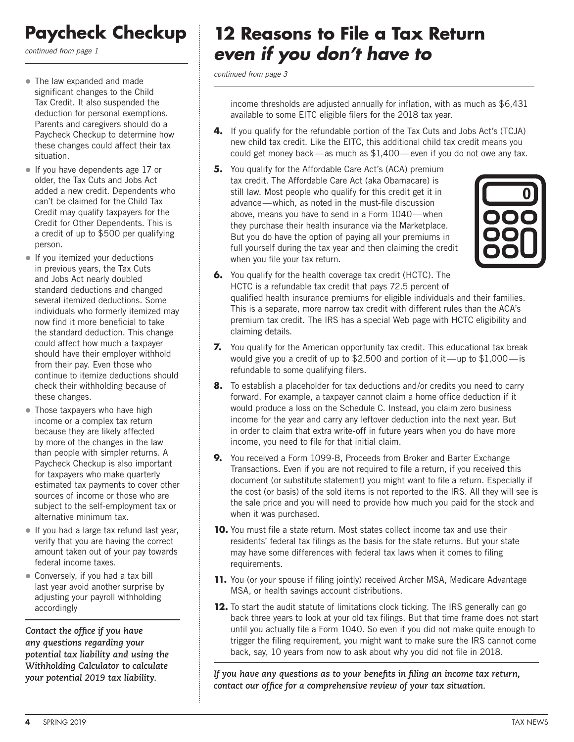## Paycheck Checkup

*continued from page 1*

- The law expanded and made significant changes to the Child Tax Credit. It also suspended the deduction for personal exemptions. Parents and caregivers should do a Paycheck Checkup to determine how these changes could affect their tax situation.
- If you have dependents age 17 or older, the Tax Cuts and Jobs Act added a new credit. Dependents who can't be claimed for the Child Tax Credit may qualify taxpayers for the Credit for Other Dependents. This is a credit of up to $500 per qualifying person.
- If you itemized your deductions in previous years, the Tax Cuts and Jobs Act nearly doubled standard deductions and changed several itemized deductions. Some individuals who formerly itemized may now find it more beneficial to take the standard deduction. This change could affect how much a taxpayer should have their employer withhold from their pay. Even those who continue to itemize deductions should check their withholding because of these changes.
- Those taxpayers who have high income or a complex tax return because they are likely affected by more of the changes in the law than people with simpler returns. A Paycheck Checkup is also important for taxpayers who make quarterly estimated tax payments to cover other sources of income or those who are subject to the self-employment tax or alternative minimum tax.
- If you had a large tax refund last year, verify that you are having the correct amount taken out of your pay towards federal income taxes.
- Conversely, if you had a tax bill last year avoid another surprise by adjusting your payroll withholding accordingly

*Contact the office if you have any questions regarding your potential tax liability and using the Withholding Calculator to calculate your potential 2019 tax liability.*

## 12 Reasons to File a Tax Return *even if you don't have to*

*continued from page 3*

income thresholds are adjusted annually for inflation, with as much as $6,431 available to some EITC eligible filers for the 2018 tax year.

**4.** If you qualify for the refundable portion of the Tax Cuts and Jobs Act's (TCJA) new child tax credit. Like the EITC, this additional child tax credit means you could get money back—as much as $1,400—even if you do not owe any tax.

**5.** You qualify for the Affordable Care Act's (ACA) premium tax credit. The Affordable Care Act (aka Obamacare) is still law. Most people who qualify for this credit get it in advance—which, as noted in the must-file discussion above, means you have to send in a Form 1040—when they purchase their health insurance via the Marketplace. But you do have the option of paying all your premiums in full yourself during the tax year and then claiming the credit when you file your tax return.

**6.** You qualify for the health coverage tax credit (HCTC). The HCTC is a refundable tax credit that pays 72.5 percent of qualified health insurance premiums for eligible individuals and their families. This is a separate, more narrow tax credit with different rules than the ACA's premium tax credit. The IRS has a special Web page with HCTC eligibility and claiming details.

**7.** You qualify for the American opportunity tax credit. This educational tax break would give you a credit of up to $2,500 and portion of it—up to $1,000—is refundable to some qualifying filers.

**8.** To establish a placeholder for tax deductions and/or credits you need to carry forward. For example, a taxpayer cannot claim a home office deduction if it would produce a loss on the Schedule C. Instead, you claim zero business income for the year and carry any leftover deduction into the next year. But in order to claim that extra write-off in future years when you do have more income, you need to file for that initial claim.

**9.** You received a Form 1099-B, Proceeds from Broker and Barter Exchange Transactions. Even if you are not required to file a return, if you received this document (or substitute statement) you might want to file a return. Especially if the cost (or basis) of the sold items is not reported to the IRS. All they will see is the sale price and you will need to provide how much you paid for the stock and when it was purchased.

**10.** You must file a state return. Most states collect income tax and use their residents' federal tax filings as the basis for the state returns. But your state may have some differences with federal tax laws when it comes to filing requirements.

**11.** You (or your spouse if filing jointly) received Archer MSA, Medicare Advantage MSA, or health savings account distributions.

**12.** To start the audit statute of limitations clock ticking. The IRS generally can go back three years to look at your old tax filings. But that time frame does not start until you actually file a Form 1040. So even if you did not make quite enough to trigger the filing requirement, you might want to make sure the IRS cannot come back, say, 10 years from now to ask about why you did not file in 2018.

*If you have any questions as to your benefits in filing an income tax return, contact our office for a comprehensive review of your tax situation.*